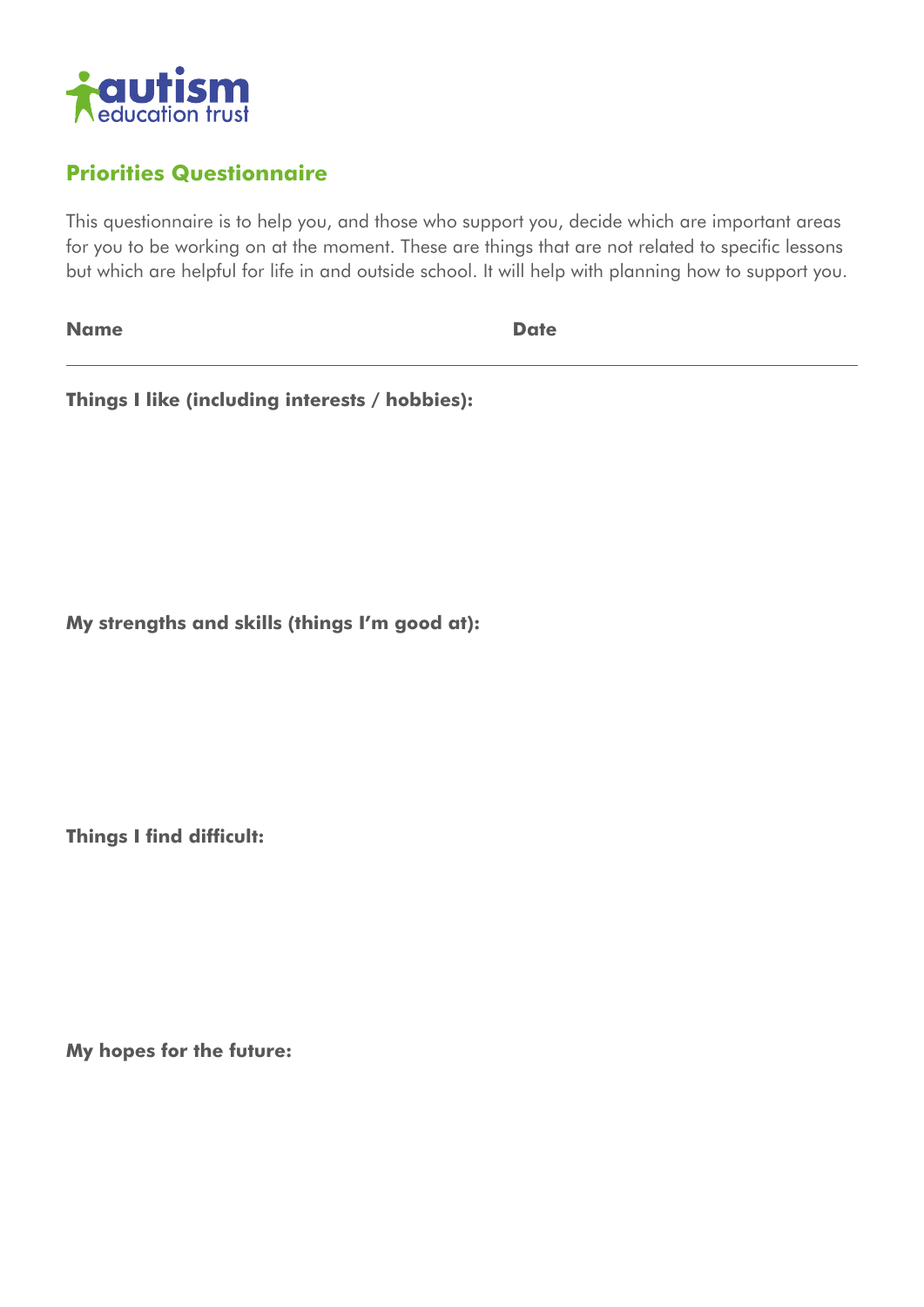autism education trust

## Priorities Questionnaire

This questionnaire is to help you, and those who support you, decide which are important areas for you to be working on at the moment. These are things that are not related to specific lessons but which are helpful for life in and outside school. It will help with planning how to support you.

**Name** **Date**

---

**Things I like (including interests / hobbies):**

**My strengths and skills (things I'm good at):**

**Things I find difficult:**

**My hopes for the future:**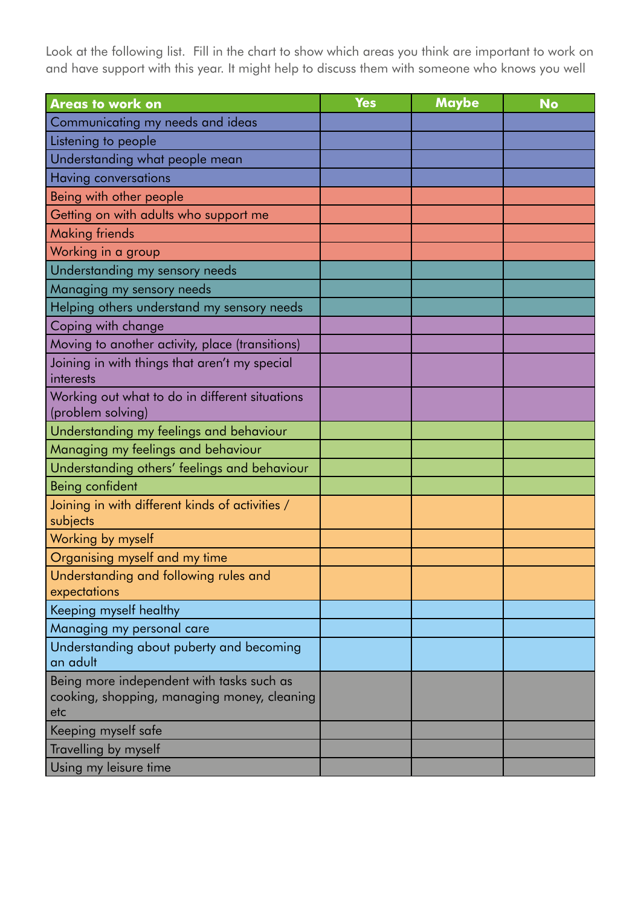Look at the following list. Fill in the chart to show which areas you think are important to work on and have support with this year. It might help to discuss them with someone who knows you well

| Areas to work on | Yes | Maybe | No |
|---|---|---|---|
| Communicating my needs and ideas | | | |
| Listening to people | | | |
| Understanding what people mean | | | |
| Having conversations | | | |
| Being with other people | | | |
| Getting on with adults who support me | | | |
| Making friends | | | |
| Working in a group | | | |
| Understanding my sensory needs | | | |
| Managing my sensory needs | | | |
| Helping others understand my sensory needs | | | |
| Coping with change | | | |
| Moving to another activity, place (transitions) | | | |
| Joining in with things that aren't my special interests | | | |
| Working out what to do in different situations (problem solving) | | | |
| Understanding my feelings and behaviour | | | |
| Managing my feelings and behaviour | | | |
| Understanding others' feelings and behaviour | | | |
| Being confident | | | |
| Joining in with different kinds of activities / subjects | | | |
| Working by myself | | | |
| Organising myself and my time | | | |
| Understanding and following rules and expectations | | | |
| Keeping myself healthy | | | |
| Managing my personal care | | | |
| Understanding about puberty and becoming an adult | | | |
| Being more independent with tasks such as cooking, shopping, managing money, cleaning etc | | | |
| Keeping myself safe | | | |
| Travelling by myself | | | |
| Using my leisure time | | | |